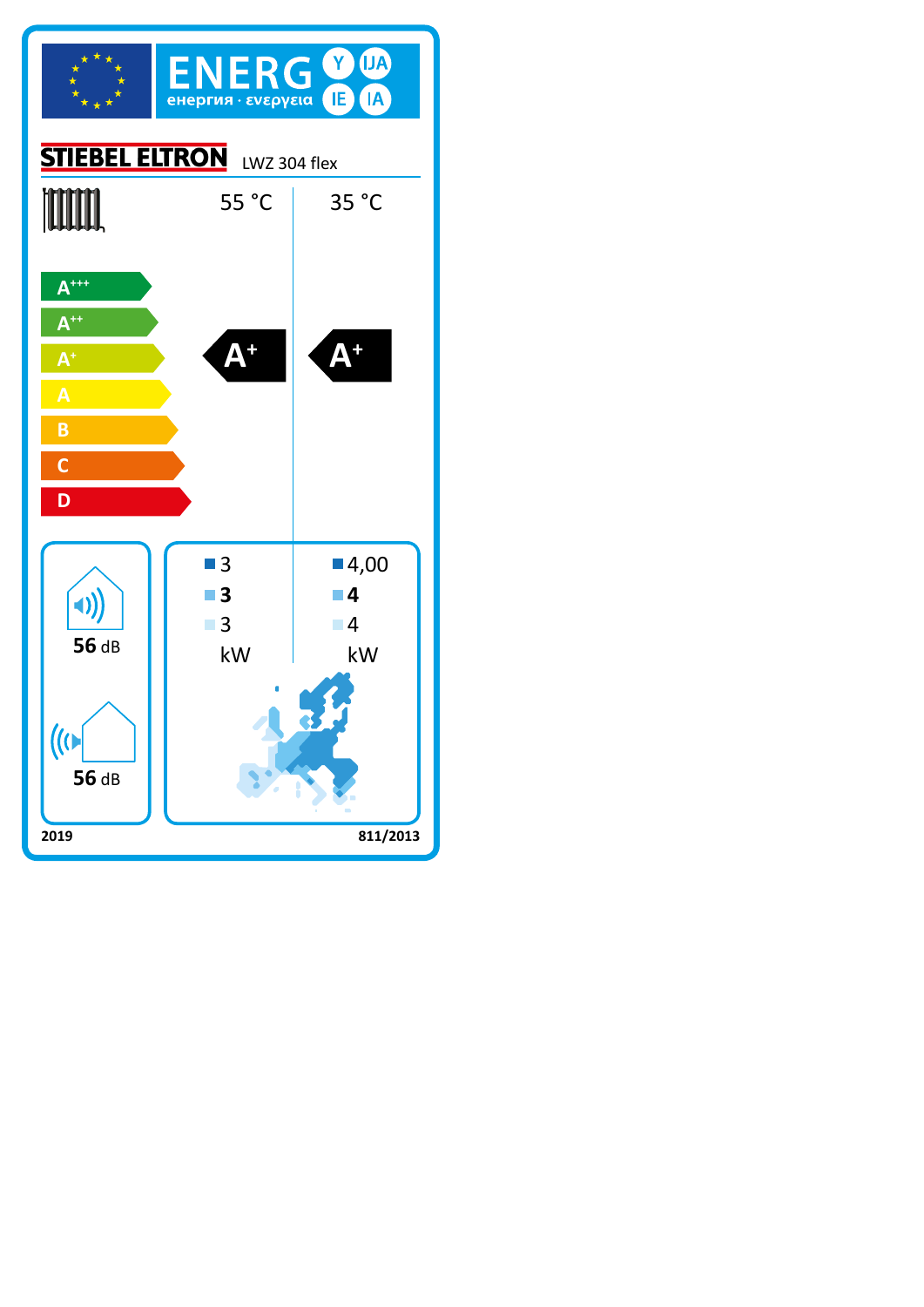# ENERG Y IJA IE IA

енергия · ενεργεια

**STIEBEL ELTRON** LWZ 304 flex

| | 55 °C | 35 °C |
|---|---|---|
| Energy class | A+ | A+ |

Scale: A+++, A++, A+, A, B, C, D

| | 55 °C | 35 °C |
|---|---|---|
| ■ | 3 | 4,00 |
| ■ | **3** | **4** |
| ■ | 3 | 4 |
| | kW | kW |

**56** dB

**56** dB

**2019** **811/2013**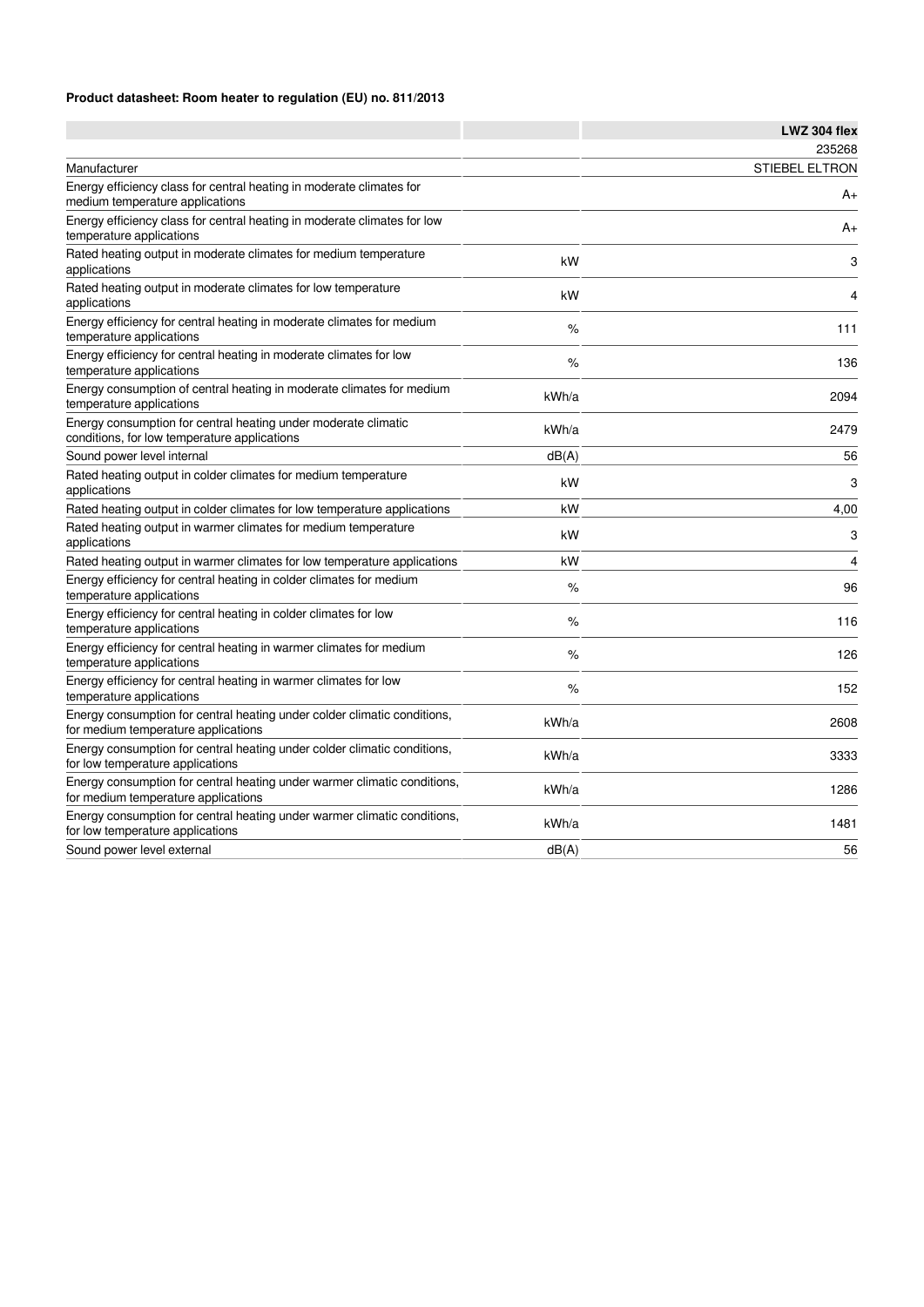**Product datasheet: Room heater to regulation (EU) no. 811/2013**

| | | LWZ 304 flex |
|---|---|---|
| | | 235268 |
| Manufacturer | | STIEBEL ELTRON |
| Energy efficiency class for central heating in moderate climates for medium temperature applications | | A+ |
| Energy efficiency class for central heating in moderate climates for low temperature applications | | A+ |
| Rated heating output in moderate climates for medium temperature applications | kW | 3 |
| Rated heating output in moderate climates for low temperature applications | kW | 4 |
| Energy efficiency for central heating in moderate climates for medium temperature applications | % | 111 |
| Energy efficiency for central heating in moderate climates for low temperature applications | % | 136 |
| Energy consumption of central heating in moderate climates for medium temperature applications | kWh/a | 2094 |
| Energy consumption for central heating under moderate climatic conditions, for low temperature applications | kWh/a | 2479 |
| Sound power level internal | dB(A) | 56 |
| Rated heating output in colder climates for medium temperature applications | kW | 3 |
| Rated heating output in colder climates for low temperature applications | kW | 4,00 |
| Rated heating output in warmer climates for medium temperature applications | kW | 3 |
| Rated heating output in warmer climates for low temperature applications | kW | 4 |
| Energy efficiency for central heating in colder climates for medium temperature applications | % | 96 |
| Energy efficiency for central heating in colder climates for low temperature applications | % | 116 |
| Energy efficiency for central heating in warmer climates for medium temperature applications | % | 126 |
| Energy efficiency for central heating in warmer climates for low temperature applications | % | 152 |
| Energy consumption for central heating under colder climatic conditions, for medium temperature applications | kWh/a | 2608 |
| Energy consumption for central heating under colder climatic conditions, for low temperature applications | kWh/a | 3333 |
| Energy consumption for central heating under warmer climatic conditions, for medium temperature applications | kWh/a | 1286 |
| Energy consumption for central heating under warmer climatic conditions, for low temperature applications | kWh/a | 1481 |
| Sound power level external | dB(A) | 56 |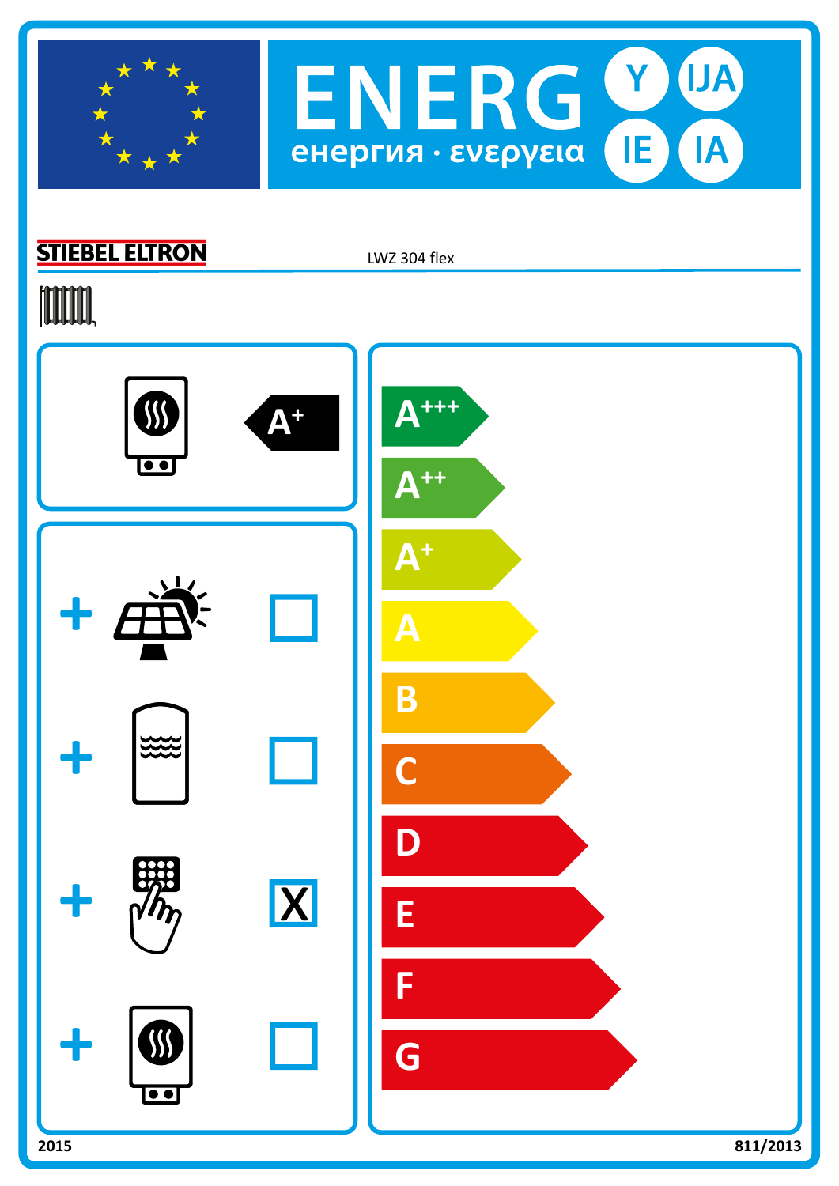# ENERG Y IJA IE IA

енергия · ενεργεια

**STIEBEL ELTRON** LWZ 304 flex

A+

| | |
|---|---|
| + | ☐ |
| + | ☐ |
| + | X |
| + | ☐ |

A+++

A++

A+

A

B

C

D

E

F

G

2015

811/2013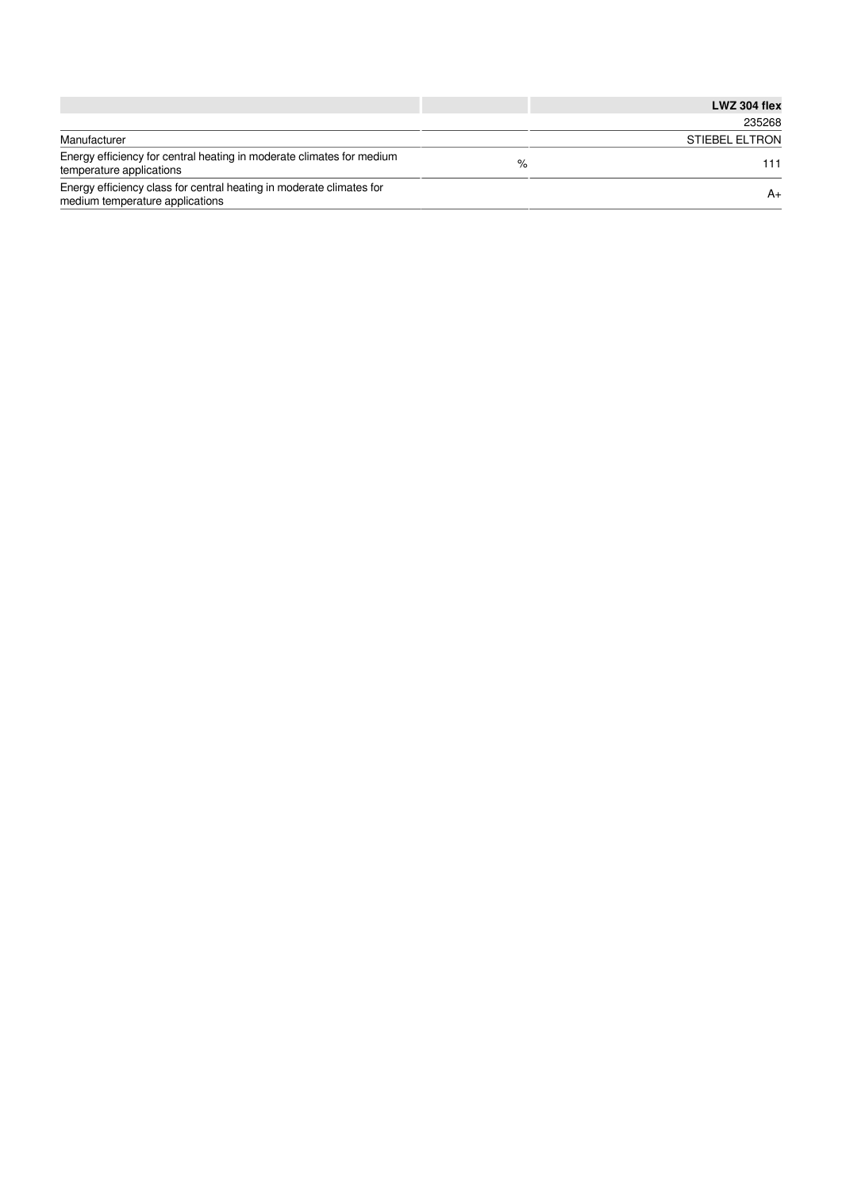| | | LWZ 304 flex |
|---|---|---|
| | | 235268 |
| Manufacturer | | STIEBEL ELTRON |
| Energy efficiency for central heating in moderate climates for medium temperature applications | % | 111 |
| Energy efficiency class for central heating in moderate climates for medium temperature applications | | A+ |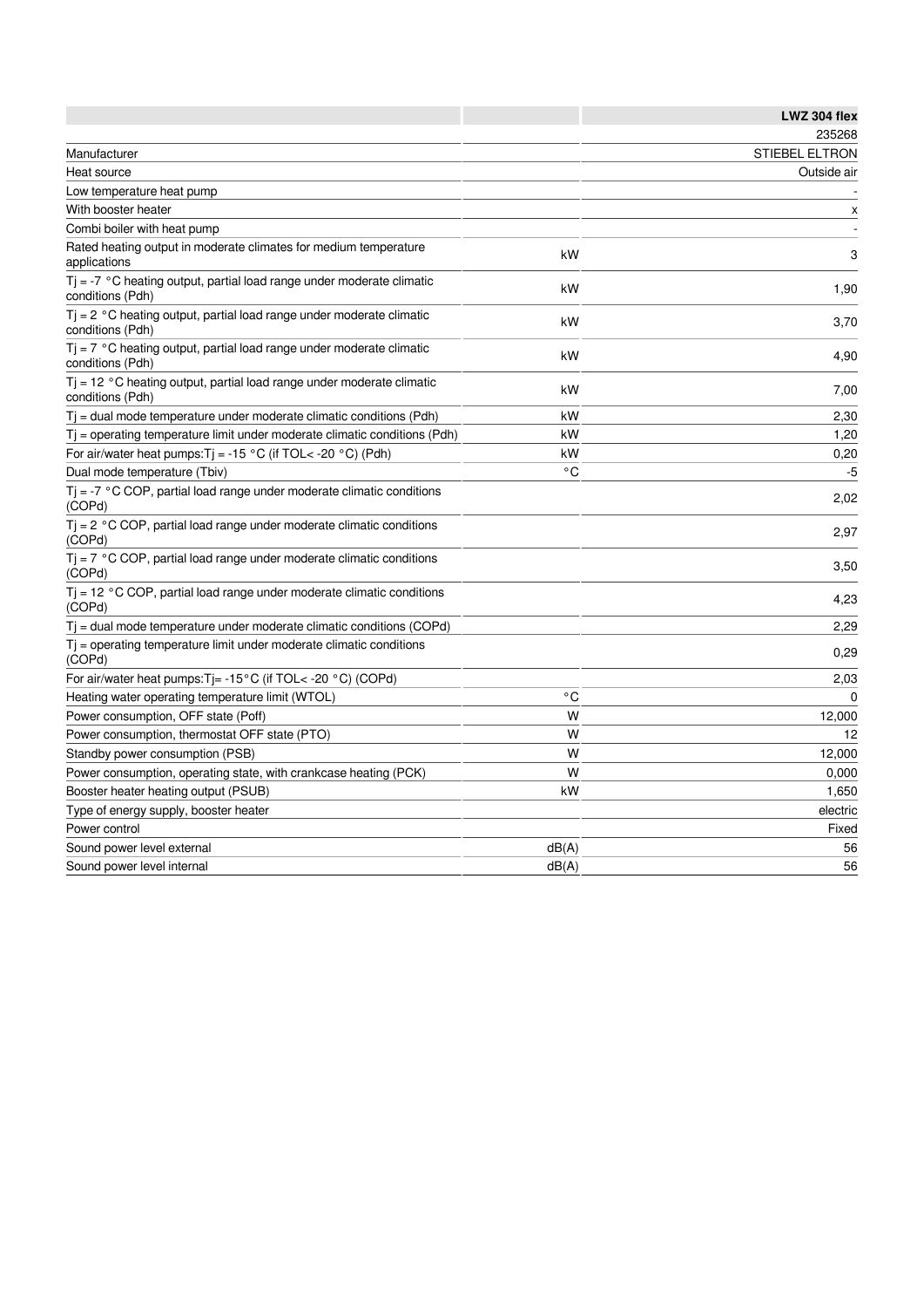| | | LWZ 304 flex |
|---|---|---|
| | | 235268 |
| Manufacturer | | STIEBEL ELTRON |
| Heat source | | Outside air |
| Low temperature heat pump | | - |
| With booster heater | | x |
| Combi boiler with heat pump | | - |
| Rated heating output in moderate climates for medium temperature applications | kW | 3 |
| Tj = -7 °C heating output, partial load range under moderate climatic conditions (Pdh) | kW | 1,90 |
| Tj = 2 °C heating output, partial load range under moderate climatic conditions (Pdh) | kW | 3,70 |
| Tj = 7 °C heating output, partial load range under moderate climatic conditions (Pdh) | kW | 4,90 |
| Tj = 12 °C heating output, partial load range under moderate climatic conditions (Pdh) | kW | 7,00 |
| Tj = dual mode temperature under moderate climatic conditions (Pdh) | kW | 2,30 |
| Tj = operating temperature limit under moderate climatic conditions (Pdh) | kW | 1,20 |
| For air/water heat pumps:Tj = -15 °C (if TOL< -20 °C) (Pdh) | kW | 0,20 |
| Dual mode temperature (Tbiv) | °C | -5 |
| Tj = -7 °C COP, partial load range under moderate climatic conditions (COPd) | | 2,02 |
| Tj = 2 °C COP, partial load range under moderate climatic conditions (COPd) | | 2,97 |
| Tj = 7 °C COP, partial load range under moderate climatic conditions (COPd) | | 3,50 |
| Tj = 12 °C COP, partial load range under moderate climatic conditions (COPd) | | 4,23 |
| Tj = dual mode temperature under moderate climatic conditions (COPd) | | 2,29 |
| Tj = operating temperature limit under moderate climatic conditions (COPd) | | 0,29 |
| For air/water heat pumps:Tj= -15°C (if TOL< -20 °C) (COPd) | | 2,03 |
| Heating water operating temperature limit (WTOL) | °C | 0 |
| Power consumption, OFF state (Poff) | W | 12,000 |
| Power consumption, thermostat OFF state (PTO) | W | 12 |
| Standby power consumption (PSB) | W | 12,000 |
| Power consumption, operating state, with crankcase heating (PCK) | W | 0,000 |
| Booster heater heating output (PSUB) | kW | 1,650 |
| Type of energy supply, booster heater | | electric |
| Power control | | Fixed |
| Sound power level external | dB(A) | 56 |
| Sound power level internal | dB(A) | 56 |